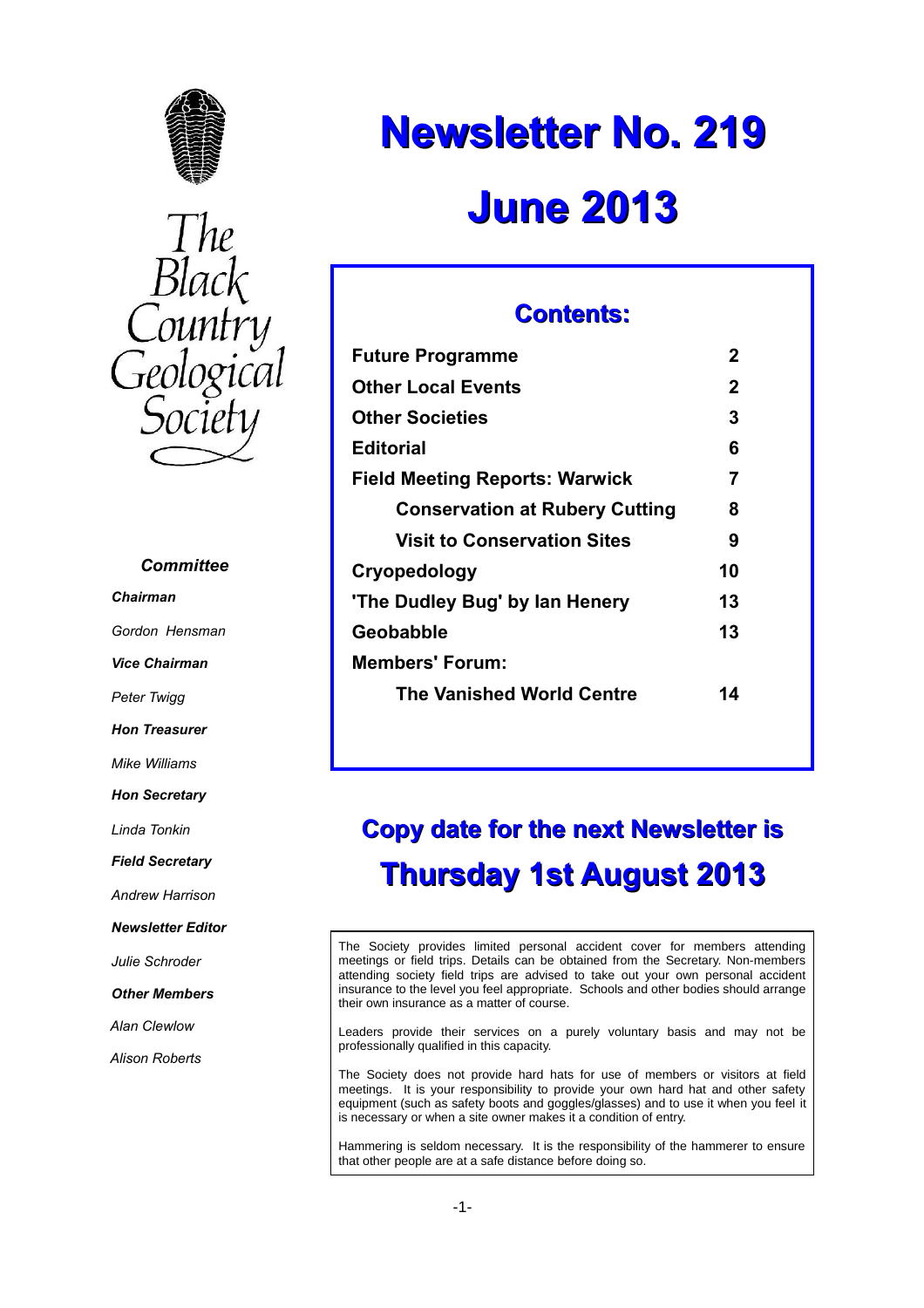The Black Country Geological Society

# Newsletter No. 219

# June 2013

## Contents:

| | |
|---|---|
| **Future Programme** | **2** |
| **Other Local Events** | **2** |
| **Other Societies** | **3** |
| **Editorial** | **6** |
| **Field Meeting Reports: Warwick** | **7** |
| **Conservation at Rubery Cutting** | **8** |
| **Visit to Conservation Sites** | **9** |
| **Cryopedology** | **10** |
| **'The Dudley Bug' by Ian Henery** | **13** |
| **Geobabble** | **13** |
| **Members' Forum:** | |
| **The Vanished World Centre** | **14** |

### Committee

***Chairman***

*Gordon Hensman*

***Vice Chairman***

*Peter Twigg*

***Hon Treasurer***

*Mike Williams*

***Hon Secretary***

*Linda Tonkin*

***Field Secretary***

*Andrew Harrison*

***Newsletter Editor***

*Julie Schroder*

***Other Members***

*Alan Clewlow*

*Alison Roberts*

## Copy date for the next Newsletter is Thursday 1st August 2013

The Society provides limited personal accident cover for members attending meetings or field trips. Details can be obtained from the Secretary. Non-members attending society field trips are advised to take out your own personal accident insurance to the level you feel appropriate. Schools and other bodies should arrange their own insurance as a matter of course.

Leaders provide their services on a purely voluntary basis and may not be professionally qualified in this capacity.

The Society does not provide hard hats for use of members or visitors at field meetings. It is your responsibility to provide your own hard hat and other safety equipment (such as safety boots and goggles/glasses) and to use it when you feel it is necessary or when a site owner makes it a condition of entry.

Hammering is seldom necessary. It is the responsibility of the hammerer to ensure that other people are at a safe distance before doing so.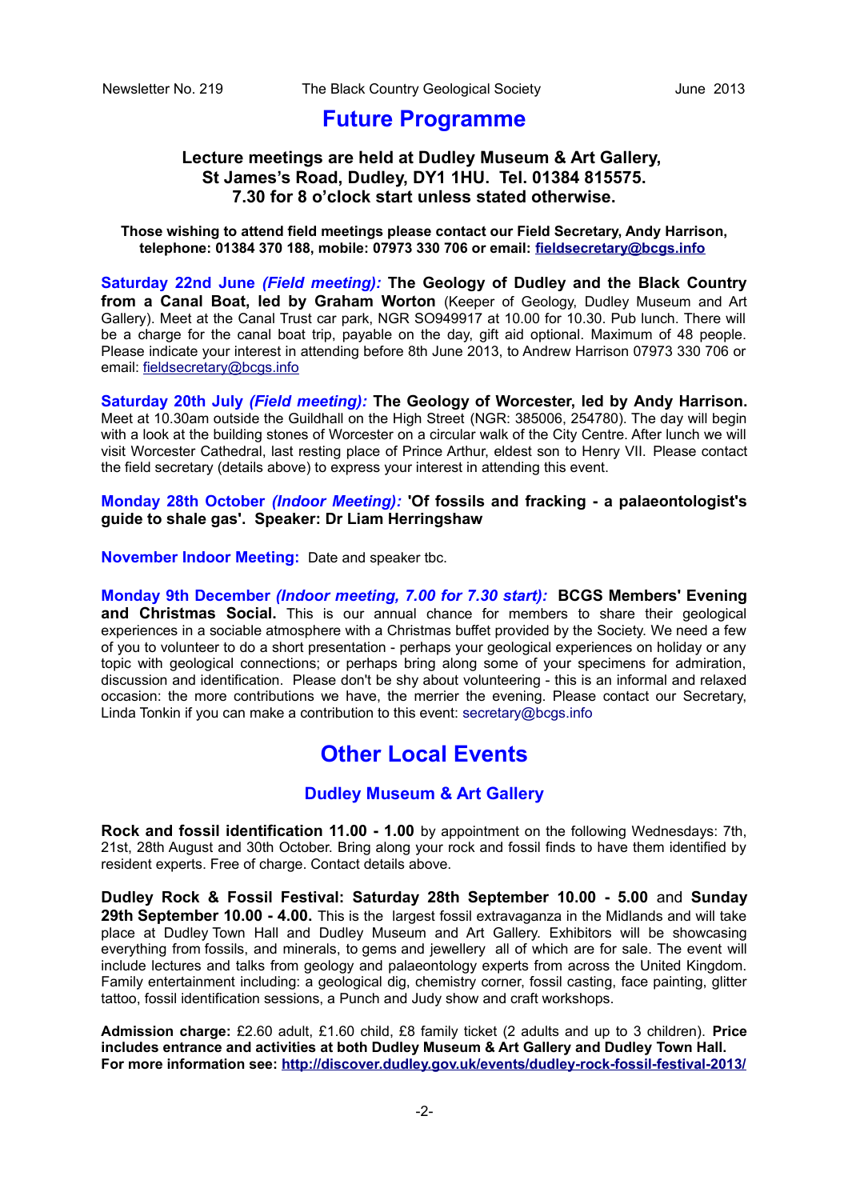# Future Programme

### Lecture meetings are held at Dudley Museum & Art Gallery, St James's Road, Dudley, DY1 1HU. Tel. 01384 815575. 7.30 for 8 o'clock start unless stated otherwise.

**Those wishing to attend field meetings please contact our Field Secretary, Andy Harrison, telephone: 01384 370 188, mobile: 07973 330 706 or email: fieldsecretary@bcgs.info**

**Saturday 22nd June** ***(Field meeting):*** **The Geology of Dudley and the Black Country from a Canal Boat, led by Graham Worton** (Keeper of Geology, Dudley Museum and Art Gallery). Meet at the Canal Trust car park, NGR SO949917 at 10.00 for 10.30. Pub lunch. There will be a charge for the canal boat trip, payable on the day, gift aid optional. Maximum of 48 people. Please indicate your interest in attending before 8th June 2013, to Andrew Harrison 07973 330 706 or email: fieldsecretary@bcgs.info

**Saturday 20th July** ***(Field meeting):*** **The Geology of Worcester, led by Andy Harrison.** Meet at 10.30am outside the Guildhall on the High Street (NGR: 385006, 254780). The day will begin with a look at the building stones of Worcester on a circular walk of the City Centre. After lunch we will visit Worcester Cathedral, last resting place of Prince Arthur, eldest son to Henry VII. Please contact the field secretary (details above) to express your interest in attending this event.

**Monday 28th October** ***(Indoor Meeting):*** **'Of fossils and fracking - a palaeontologist's guide to shale gas'. Speaker: Dr Liam Herringshaw**

**November Indoor Meeting:** Date and speaker tbc.

**Monday 9th December** ***(Indoor meeting, 7.00 for 7.30 start):*** **BCGS Members' Evening and Christmas Social.** This is our annual chance for members to share their geological experiences in a sociable atmosphere with a Christmas buffet provided by the Society. We need a few of you to volunteer to do a short presentation - perhaps your geological experiences on holiday or any topic with geological connections; or perhaps bring along some of your specimens for admiration, discussion and identification. Please don't be shy about volunteering - this is an informal and relaxed occasion: the more contributions we have, the merrier the evening. Please contact our Secretary, Linda Tonkin if you can make a contribution to this event: secretary@bcgs.info

# Other Local Events

## Dudley Museum & Art Gallery

**Rock and fossil identification 11.00 - 1.00** by appointment on the following Wednesdays: 7th, 21st, 28th August and 30th October. Bring along your rock and fossil finds to have them identified by resident experts. Free of charge. Contact details above.

**Dudley Rock & Fossil Festival: Saturday 28th September 10.00 - 5.00** and **Sunday 29th September 10.00 - 4.00.** This is the largest fossil extravaganza in the Midlands and will take place at Dudley Town Hall and Dudley Museum and Art Gallery. Exhibitors will be showcasing everything from fossils, and minerals, to gems and jewellery all of which are for sale. The event will include lectures and talks from geology and palaeontology experts from across the United Kingdom. Family entertainment including: a geological dig, chemistry corner, fossil casting, face painting, glitter tattoo, fossil identification sessions, a Punch and Judy show and craft workshops.

**Admission charge:** £2.60 adult, £1.60 child, £8 family ticket (2 adults and up to 3 children). **Price includes entrance and activities at both Dudley Museum & Art Gallery and Dudley Town Hall. For more information see: http://discover.dudley.gov.uk/events/dudley-rock-fossil-festival-2013/**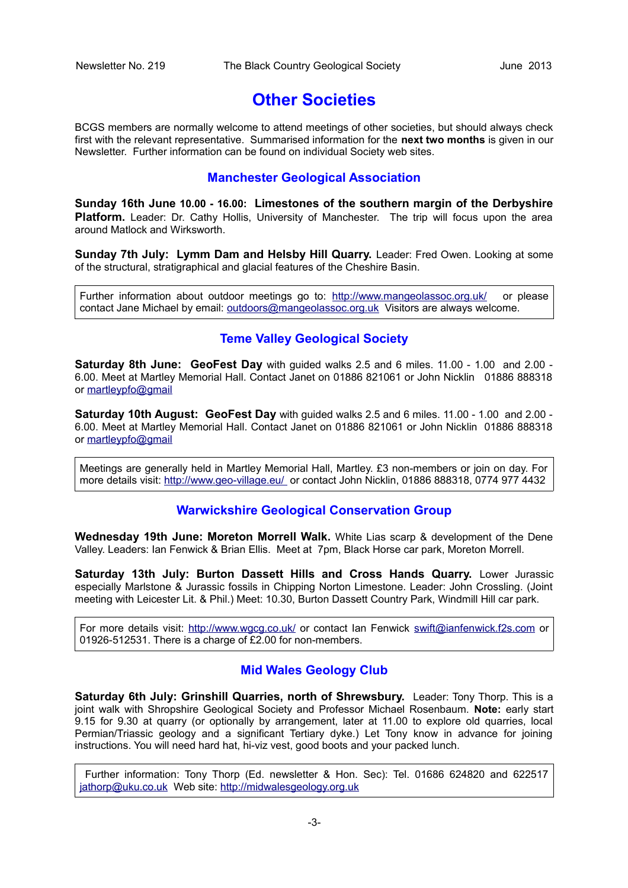# Other Societies

BCGS members are normally welcome to attend meetings of other societies, but should always check first with the relevant representative. Summarised information for the **next two months** is given in our Newsletter. Further information can be found on individual Society web sites.

## Manchester Geological Association

**Sunday 16th June 10.00 - 16.00: Limestones of the southern margin of the Derbyshire Platform.** Leader: Dr. Cathy Hollis, University of Manchester. The trip will focus upon the area around Matlock and Wirksworth.

**Sunday 7th July: Lymm Dam and Helsby Hill Quarry.** Leader: Fred Owen. Looking at some of the structural, stratigraphical and glacial features of the Cheshire Basin.

Further information about outdoor meetings go to: http://www.mangeolassoc.org.uk/ or please contact Jane Michael by email: outdoors@mangeolassoc.org.uk Visitors are always welcome.

## Teme Valley Geological Society

**Saturday 8th June: GeoFest Day** with guided walks 2.5 and 6 miles. 11.00 - 1.00 and 2.00 - 6.00. Meet at Martley Memorial Hall. Contact Janet on 01886 821061 or John Nicklin 01886 888318 or martleypfo@gmail

**Saturday 10th August: GeoFest Day** with guided walks 2.5 and 6 miles. 11.00 - 1.00 and 2.00 - 6.00. Meet at Martley Memorial Hall. Contact Janet on 01886 821061 or John Nicklin 01886 888318 or martleypfo@gmail

Meetings are generally held in Martley Memorial Hall, Martley. £3 non-members or join on day. For more details visit: http://www.geo-village.eu/ or contact John Nicklin, 01886 888318, 0774 977 4432

## Warwickshire Geological Conservation Group

**Wednesday 19th June: Moreton Morrell Walk.** White Lias scarp & development of the Dene Valley. Leaders: Ian Fenwick & Brian Ellis. Meet at 7pm, Black Horse car park, Moreton Morrell.

**Saturday 13th July: Burton Dassett Hills and Cross Hands Quarry.** Lower Jurassic especially Marlstone & Jurassic fossils in Chipping Norton Limestone. Leader: John Crossling. (Joint meeting with Leicester Lit. & Phil.) Meet: 10.30, Burton Dassett Country Park, Windmill Hill car park.

For more details visit: http://www.wgcg.co.uk/ or contact Ian Fenwick swift@ianfenwick.f2s.com or 01926-512531. There is a charge of £2.00 for non-members.

## Mid Wales Geology Club

**Saturday 6th July: Grinshill Quarries, north of Shrewsbury.** Leader: Tony Thorp. This is a joint walk with Shropshire Geological Society and Professor Michael Rosenbaum. **Note:** early start 9.15 for 9.30 at quarry (or optionally by arrangement, later at 11.00 to explore old quarries, local Permian/Triassic geology and a significant Tertiary dyke.) Let Tony know in advance for joining instructions. You will need hard hat, hi-viz vest, good boots and your packed lunch.

Further information: Tony Thorp (Ed. newsletter & Hon. Sec): Tel. 01686 624820 and 622517 jathorp@uku.co.uk Web site: http://midwalesgeology.org.uk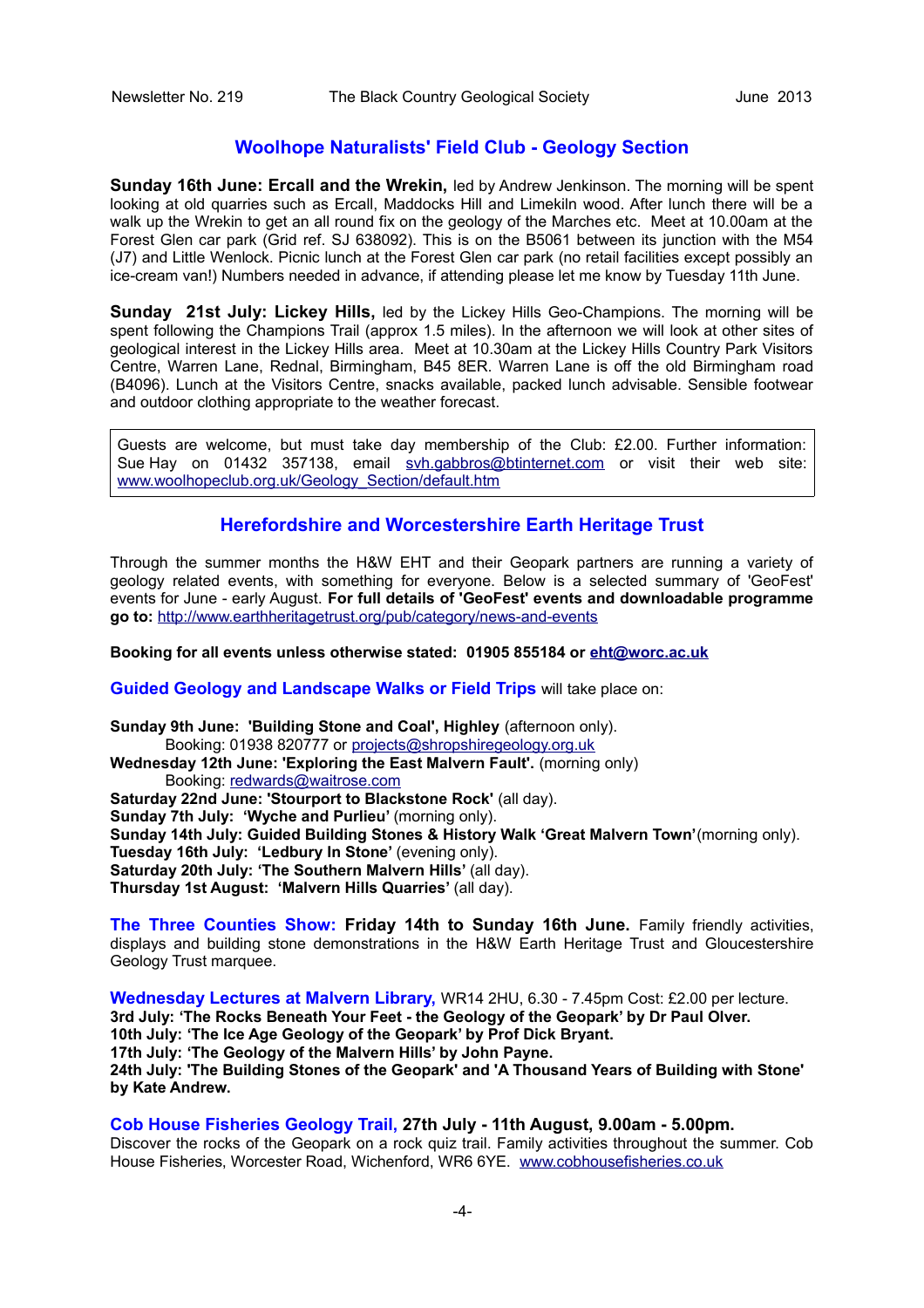## Woolhope Naturalists' Field Club - Geology Section

**Sunday 16th June: Ercall and the Wrekin,** led by Andrew Jenkinson. The morning will be spent looking at old quarries such as Ercall, Maddocks Hill and Limekiln wood. After lunch there will be a walk up the Wrekin to get an all round fix on the geology of the Marches etc. Meet at 10.00am at the Forest Glen car park (Grid ref. SJ 638092). This is on the B5061 between its junction with the M54 (J7) and Little Wenlock. Picnic lunch at the Forest Glen car park (no retail facilities except possibly an ice-cream van!) Numbers needed in advance, if attending please let me know by Tuesday 11th June.

**Sunday 21st July: Lickey Hills,** led by the Lickey Hills Geo-Champions. The morning will be spent following the Champions Trail (approx 1.5 miles). In the afternoon we will look at other sites of geological interest in the Lickey Hills area. Meet at 10.30am at the Lickey Hills Country Park Visitors Centre, Warren Lane, Rednal, Birmingham, B45 8ER. Warren Lane is off the old Birmingham road (B4096). Lunch at the Visitors Centre, snacks available, packed lunch advisable. Sensible footwear and outdoor clothing appropriate to the weather forecast.

Guests are welcome, but must take day membership of the Club: £2.00. Further information: Sue Hay on 01432 357138, email svh.gabbros@btinternet.com or visit their web site: www.woolhopeclub.org.uk/Geology_Section/default.htm

## Herefordshire and Worcestershire Earth Heritage Trust

Through the summer months the H&W EHT and their Geopark partners are running a variety of geology related events, with something for everyone. Below is a selected summary of 'GeoFest' events for June - early August. **For full details of 'GeoFest' events and downloadable programme go to:** http://www.earthheritagetrust.org/pub/category/news-and-events

**Booking for all events unless otherwise stated: 01905 855184 or eht@worc.ac.uk**

**Guided Geology and Landscape Walks or Field Trips** will take place on:

**Sunday 9th June: 'Building Stone and Coal', Highley** (afternoon only).
Booking: 01938 820777 or projects@shropshiregeology.org.uk
**Wednesday 12th June: 'Exploring the East Malvern Fault'.** (morning only)
Booking: redwards@waitrose.com
**Saturday 22nd June: 'Stourport to Blackstone Rock'** (all day).
**Sunday 7th July: 'Wyche and Purlieu'** (morning only).
**Sunday 14th July: Guided Building Stones & History Walk 'Great Malvern Town'** (morning only).
**Tuesday 16th July: 'Ledbury In Stone'** (evening only).
**Saturday 20th July: 'The Southern Malvern Hills'** (all day).
**Thursday 1st August: 'Malvern Hills Quarries'** (all day).

**The Three Counties Show: Friday 14th to Sunday 16th June.** Family friendly activities, displays and building stone demonstrations in the H&W Earth Heritage Trust and Gloucestershire Geology Trust marquee.

**Wednesday Lectures at Malvern Library,** WR14 2HU, 6.30 - 7.45pm Cost: £2.00 per lecture.
**3rd July: 'The Rocks Beneath Your Feet - the Geology of the Geopark' by Dr Paul Olver.**
**10th July: 'The Ice Age Geology of the Geopark' by Prof Dick Bryant.**
**17th July: 'The Geology of the Malvern Hills' by John Payne.**
**24th July: 'The Building Stones of the Geopark' and 'A Thousand Years of Building with Stone' by Kate Andrew.**

**Cob House Fisheries Geology Trail, 27th July - 11th August, 9.00am - 5.00pm.**
Discover the rocks of the Geopark on a rock quiz trail. Family activities throughout the summer. Cob House Fisheries, Worcester Road, Wichenford, WR6 6YE. www.cobhousefisheries.co.uk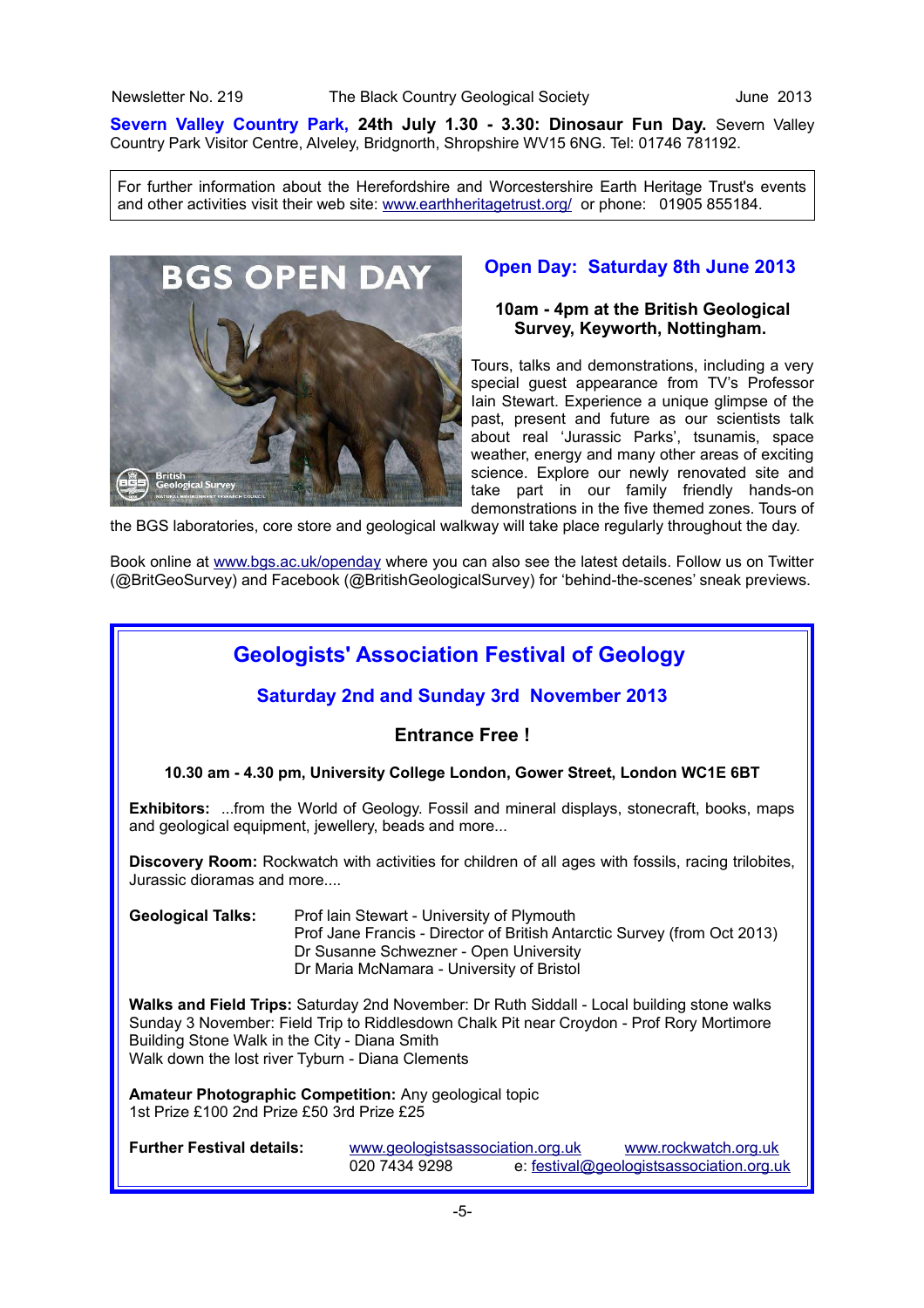**Severn Valley Country Park, 24th July 1.30 - 3.30: Dinosaur Fun Day.** Severn Valley Country Park Visitor Centre, Alveley, Bridgnorth, Shropshire WV15 6NG. Tel: 01746 781192.

For further information about the Herefordshire and Worcestershire Earth Heritage Trust's events and other activities visit their web site: www.earthheritagetrust.org/ or phone: 01905 855184.

## Open Day: Saturday 8th June 2013

**10am - 4pm at the British Geological Survey, Keyworth, Nottingham.**

Tours, talks and demonstrations, including a very special guest appearance from TV's Professor Iain Stewart. Experience a unique glimpse of the past, present and future as our scientists talk about real 'Jurassic Parks', tsunamis, space weather, energy and many other areas of exciting science. Explore our newly renovated site and take part in our family friendly hands-on demonstrations in the five themed zones. Tours of the BGS laboratories, core store and geological walkway will take place regularly throughout the day.

Book online at www.bgs.ac.uk/openday where you can also see the latest details. Follow us on Twitter (@BritGeoSurvey) and Facebook (@BritishGeologicalSurvey) for 'behind-the-scenes' sneak previews.

## Geologists' Association Festival of Geology

### Saturday 2nd and Sunday 3rd November 2013

**Entrance Free !**

**10.30 am - 4.30 pm, University College London, Gower Street, London WC1E 6BT**

**Exhibitors:** ...from the World of Geology. Fossil and mineral displays, stonecraft, books, maps and geological equipment, jewellery, beads and more...

**Discovery Room:** Rockwatch with activities for children of all ages with fossils, racing trilobites, Jurassic dioramas and more....

**Geological Talks:**
Prof Iain Stewart - University of Plymouth
Prof Jane Francis - Director of British Antarctic Survey (from Oct 2013)
Dr Susanne Schwezner - Open University
Dr Maria McNamara - University of Bristol

**Walks and Field Trips:** Saturday 2nd November: Dr Ruth Siddall - Local building stone walks
Sunday 3 November: Field Trip to Riddlesdown Chalk Pit near Croydon - Prof Rory Mortimore
Building Stone Walk in the City - Diana Smith
Walk down the lost river Tyburn - Diana Clements

**Amateur Photographic Competition:** Any geological topic
1st Prize £100 2nd Prize £50 3rd Prize £25

**Further Festival details:** www.geologistsassociation.org.uk www.rockwatch.org.uk
020 7434 9298 e: festival@geologistsassociation.org.uk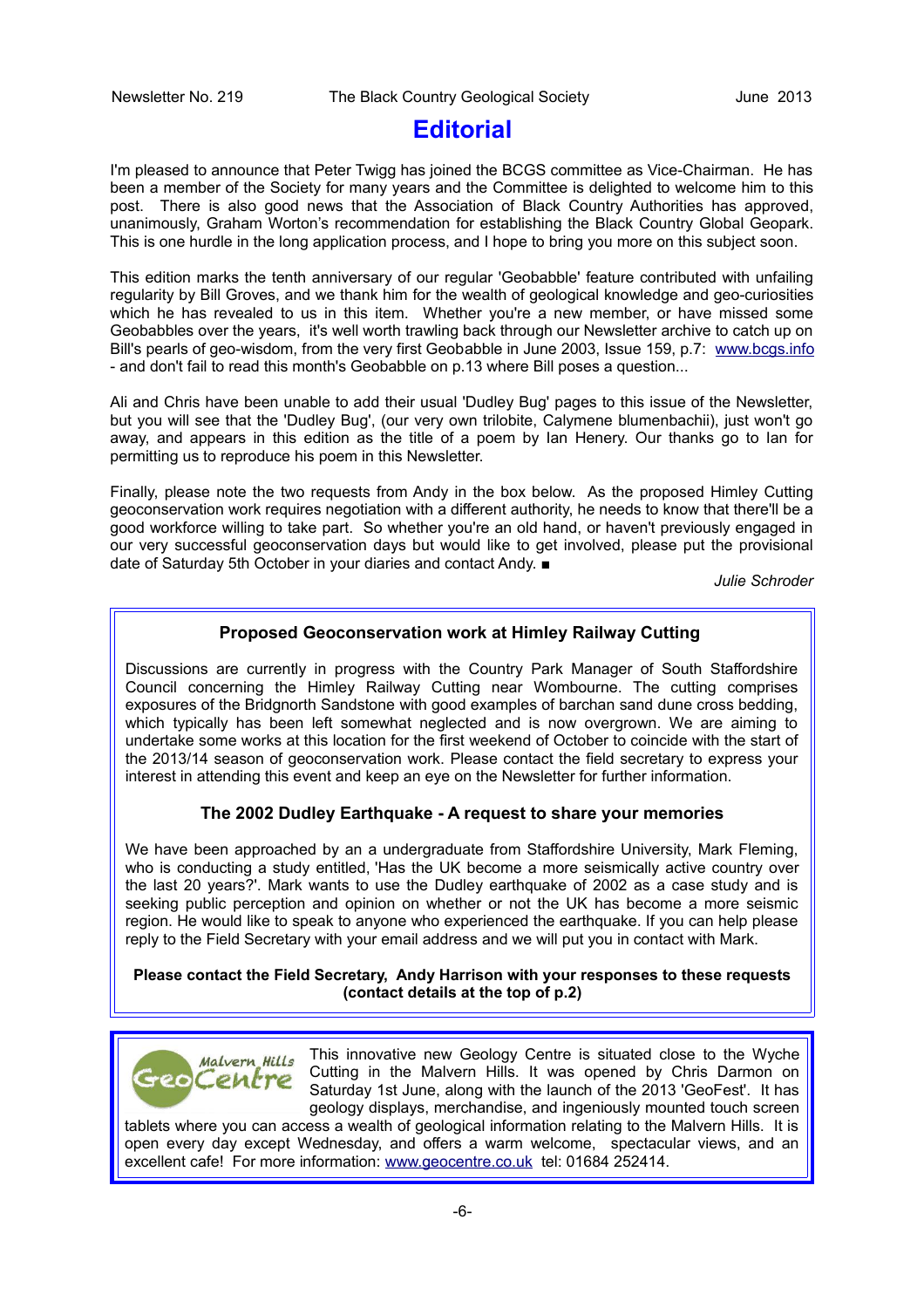# Editorial

I'm pleased to announce that Peter Twigg has joined the BCGS committee as Vice-Chairman. He has been a member of the Society for many years and the Committee is delighted to welcome him to this post. There is also good news that the Association of Black Country Authorities has approved, unanimously, Graham Worton's recommendation for establishing the Black Country Global Geopark. This is one hurdle in the long application process, and I hope to bring you more on this subject soon.

This edition marks the tenth anniversary of our regular 'Geobabble' feature contributed with unfailing regularity by Bill Groves, and we thank him for the wealth of geological knowledge and geo-curiosities which he has revealed to us in this item. Whether you're a new member, or have missed some Geobabbles over the years, it's well worth trawling back through our Newsletter archive to catch up on Bill's pearls of geo-wisdom, from the very first Geobabble in June 2003, Issue 159, p.7: www.bcgs.info - and don't fail to read this month's Geobabble on p.13 where Bill poses a question...

Ali and Chris have been unable to add their usual 'Dudley Bug' pages to this issue of the Newsletter, but you will see that the 'Dudley Bug', (our very own trilobite, Calymene blumenbachii), just won't go away, and appears in this edition as the title of a poem by Ian Henery. Our thanks go to Ian for permitting us to reproduce his poem in this Newsletter.

Finally, please note the two requests from Andy in the box below. As the proposed Himley Cutting geoconservation work requires negotiation with a different authority, he needs to know that there'll be a good workforce willing to take part. So whether you're an old hand, or haven't previously engaged in our very successful geoconservation days but would like to get involved, please put the provisional date of Saturday 5th October in your diaries and contact Andy. ■

*Julie Schroder*

### Proposed Geoconservation work at Himley Railway Cutting

Discussions are currently in progress with the Country Park Manager of South Staffordshire Council concerning the Himley Railway Cutting near Wombourne. The cutting comprises exposures of the Bridgnorth Sandstone with good examples of barchan sand dune cross bedding, which typically has been left somewhat neglected and is now overgrown. We are aiming to undertake some works at this location for the first weekend of October to coincide with the start of the 2013/14 season of geoconservation work. Please contact the field secretary to express your interest in attending this event and keep an eye on the Newsletter for further information.

### The 2002 Dudley Earthquake - A request to share your memories

We have been approached by an a undergraduate from Staffordshire University, Mark Fleming, who is conducting a study entitled, 'Has the UK become a more seismically active country over the last 20 years?'. Mark wants to use the Dudley earthquake of 2002 as a case study and is seeking public perception and opinion on whether or not the UK has become a more seismic region. He would like to speak to anyone who experienced the earthquake. If you can help please reply to the Field Secretary with your email address and we will put you in contact with Mark.

**Please contact the Field Secretary, Andy Harrison with your responses to these requests (contact details at the top of p.2)**

Malvern Hills GeoCentre

This innovative new Geology Centre is situated close to the Wyche Cutting in the Malvern Hills. It was opened by Chris Darmon on Saturday 1st June, along with the launch of the 2013 'GeoFest'. It has geology displays, merchandise, and ingeniously mounted touch screen tablets where you can access a wealth of geological information relating to the Malvern Hills. It is open every day except Wednesday, and offers a warm welcome, spectacular views, and an excellent cafe! For more information: www.geocentre.co.uk tel: 01684 252414.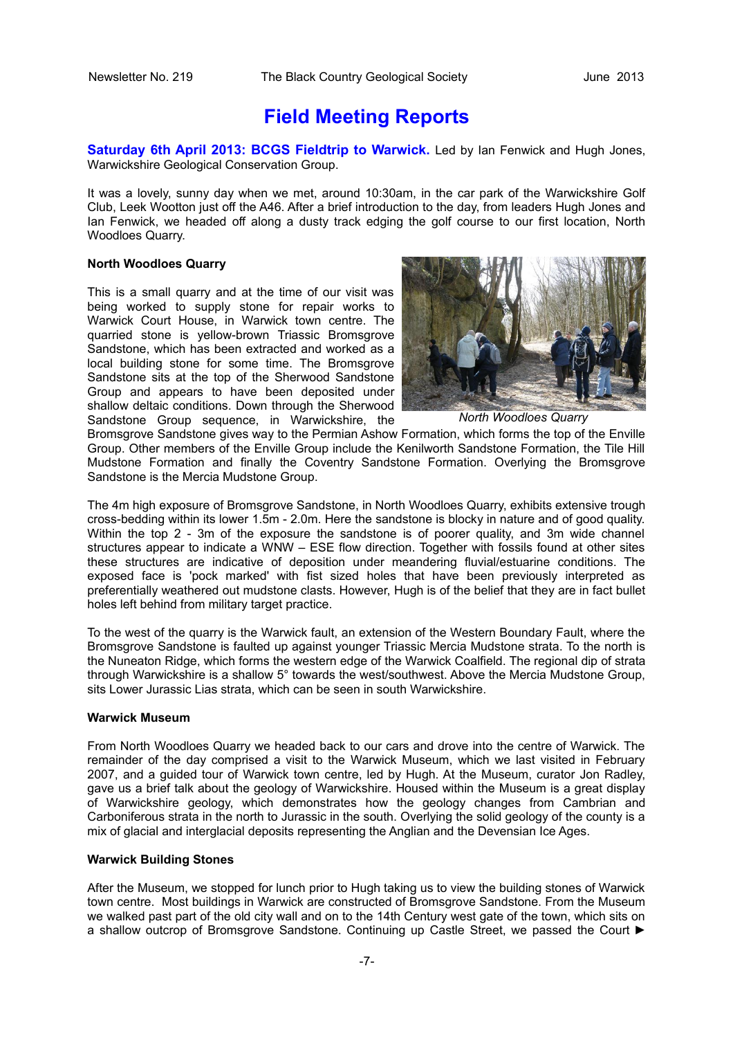# Field Meeting Reports

**Saturday 6th April 2013: BCGS Fieldtrip to Warwick.** Led by Ian Fenwick and Hugh Jones, Warwickshire Geological Conservation Group.

It was a lovely, sunny day when we met, around 10:30am, in the car park of the Warwickshire Golf Club, Leek Wootton just off the A46. After a brief introduction to the day, from leaders Hugh Jones and Ian Fenwick, we headed off along a dusty track edging the golf course to our first location, North Woodloes Quarry.

### North Woodloes Quarry

This is a small quarry and at the time of our visit was being worked to supply stone for repair works to Warwick Court House, in Warwick town centre. The quarried stone is yellow-brown Triassic Bromsgrove Sandstone, which has been extracted and worked as a local building stone for some time. The Bromsgrove Sandstone sits at the top of the Sherwood Sandstone Group and appears to have been deposited under shallow deltaic conditions. Down through the Sherwood Sandstone Group sequence, in Warwickshire, the Bromsgrove Sandstone gives way to the Permian Ashow Formation, which forms the top of the Enville Group. Other members of the Enville Group include the Kenilworth Sandstone Formation, the Tile Hill Mudstone Formation and finally the Coventry Sandstone Formation. Overlying the Bromsgrove Sandstone is the Mercia Mudstone Group.

*North Woodloes Quarry*

The 4m high exposure of Bromsgrove Sandstone, in North Woodloes Quarry, exhibits extensive trough cross-bedding within its lower 1.5m - 2.0m. Here the sandstone is blocky in nature and of good quality. Within the top 2 - 3m of the exposure the sandstone is of poorer quality, and 3m wide channel structures appear to indicate a WNW – ESE flow direction. Together with fossils found at other sites these structures are indicative of deposition under meandering fluvial/estuarine conditions. The exposed face is 'pock marked' with fist sized holes that have been previously interpreted as preferentially weathered out mudstone clasts. However, Hugh is of the belief that they are in fact bullet holes left behind from military target practice.

To the west of the quarry is the Warwick fault, an extension of the Western Boundary Fault, where the Bromsgrove Sandstone is faulted up against younger Triassic Mercia Mudstone strata. To the north is the Nuneaton Ridge, which forms the western edge of the Warwick Coalfield. The regional dip of strata through Warwickshire is a shallow 5° towards the west/southwest. Above the Mercia Mudstone Group, sits Lower Jurassic Lias strata, which can be seen in south Warwickshire.

### Warwick Museum

From North Woodloes Quarry we headed back to our cars and drove into the centre of Warwick. The remainder of the day comprised a visit to the Warwick Museum, which we last visited in February 2007, and a guided tour of Warwick town centre, led by Hugh. At the Museum, curator Jon Radley, gave us a brief talk about the geology of Warwickshire. Housed within the Museum is a great display of Warwickshire geology, which demonstrates how the geology changes from Cambrian and Carboniferous strata in the north to Jurassic in the south. Overlying the solid geology of the county is a mix of glacial and interglacial deposits representing the Anglian and the Devensian Ice Ages.

### Warwick Building Stones

After the Museum, we stopped for lunch prior to Hugh taking us to view the building stones of Warwick town centre. Most buildings in Warwick are constructed of Bromsgrove Sandstone. From the Museum we walked past part of the old city wall and on to the 14th Century west gate of the town, which sits on a shallow outcrop of Bromsgrove Sandstone. Continuing up Castle Street, we passed the Court ►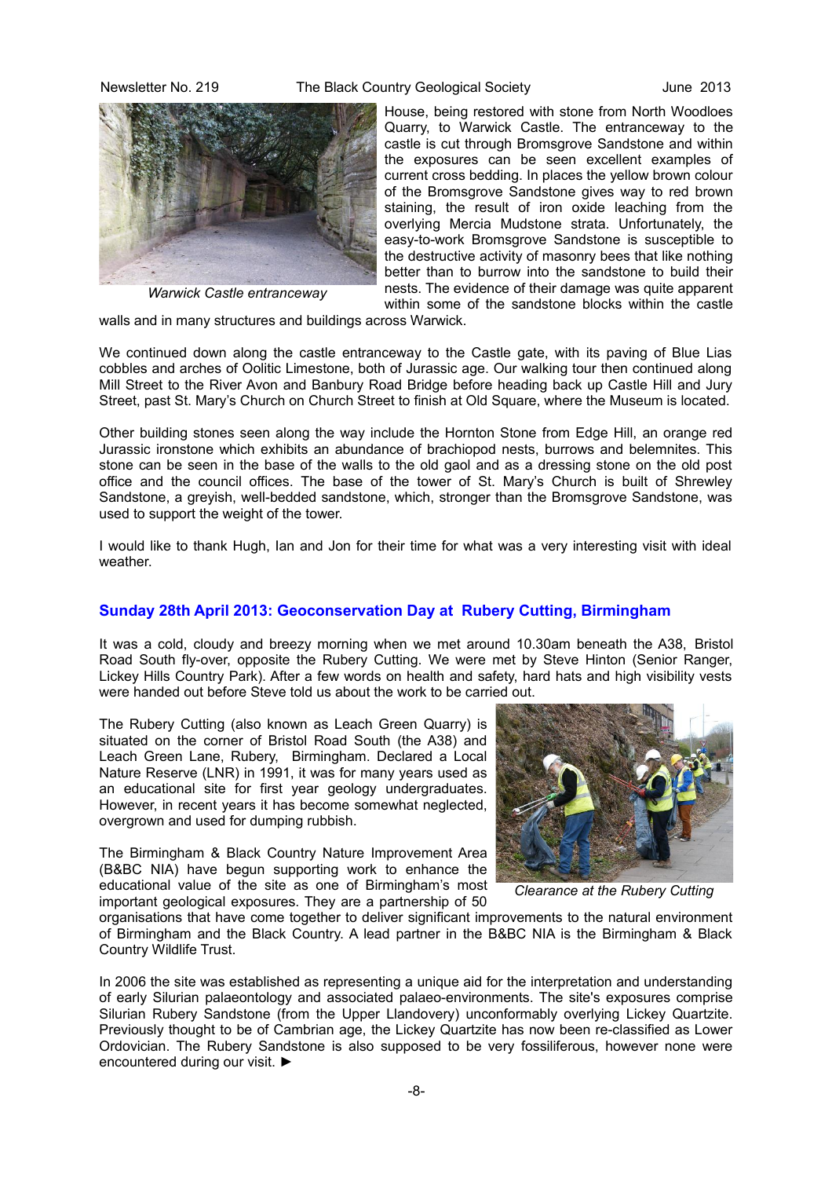House, being restored with stone from North Woodloes Quarry, to Warwick Castle. The entranceway to the castle is cut through Bromsgrove Sandstone and within the exposures can be seen excellent examples of current cross bedding. In places the yellow brown colour of the Bromsgrove Sandstone gives way to red brown staining, the result of iron oxide leaching from the overlying Mercia Mudstone strata. Unfortunately, the easy-to-work Bromsgrove Sandstone is susceptible to the destructive activity of masonry bees that like nothing better than to burrow into the sandstone to build their nests. The evidence of their damage was quite apparent within some of the sandstone blocks within the castle walls and in many structures and buildings across Warwick.

*Warwick Castle entranceway*

We continued down along the castle entranceway to the Castle gate, with its paving of Blue Lias cobbles and arches of Oolitic Limestone, both of Jurassic age. Our walking tour then continued along Mill Street to the River Avon and Banbury Road Bridge before heading back up Castle Hill and Jury Street, past St. Mary's Church on Church Street to finish at Old Square, where the Museum is located.

Other building stones seen along the way include the Hornton Stone from Edge Hill, an orange red Jurassic ironstone which exhibits an abundance of brachiopod nests, burrows and belemnites. This stone can be seen in the base of the walls to the old gaol and as a dressing stone on the old post office and the council offices. The base of the tower of St. Mary's Church is built of Shrewley Sandstone, a greyish, well-bedded sandstone, which, stronger than the Bromsgrove Sandstone, was used to support the weight of the tower.

I would like to thank Hugh, Ian and Jon for their time for what was a very interesting visit with ideal weather.

## Sunday 28th April 2013: Geoconservation Day at Rubery Cutting, Birmingham

It was a cold, cloudy and breezy morning when we met around 10.30am beneath the A38, Bristol Road South fly-over, opposite the Rubery Cutting. We were met by Steve Hinton (Senior Ranger, Lickey Hills Country Park). After a few words on health and safety, hard hats and high visibility vests were handed out before Steve told us about the work to be carried out.

The Rubery Cutting (also known as Leach Green Quarry) is situated on the corner of Bristol Road South (the A38) and Leach Green Lane, Rubery, Birmingham. Declared a Local Nature Reserve (LNR) in 1991, it was for many years used as an educational site for first year geology undergraduates. However, in recent years it has become somewhat neglected, overgrown and used for dumping rubbish.

The Birmingham & Black Country Nature Improvement Area (B&BC NIA) have begun supporting work to enhance the educational value of the site as one of Birmingham's most important geological exposures. They are a partnership of 50 organisations that have come together to deliver significant improvements to the natural environment of Birmingham and the Black Country. A lead partner in the B&BC NIA is the Birmingham & Black Country Wildlife Trust.

*Clearance at the Rubery Cutting*

In 2006 the site was established as representing a unique aid for the interpretation and understanding of early Silurian palaeontology and associated palaeo-environments. The site's exposures comprise Silurian Rubery Sandstone (from the Upper Llandovery) unconformably overlying Lickey Quartzite. Previously thought to be of Cambrian age, the Lickey Quartzite has now been re-classified as Lower Ordovician. The Rubery Sandstone is also supposed to be very fossiliferous, however none were encountered during our visit. ►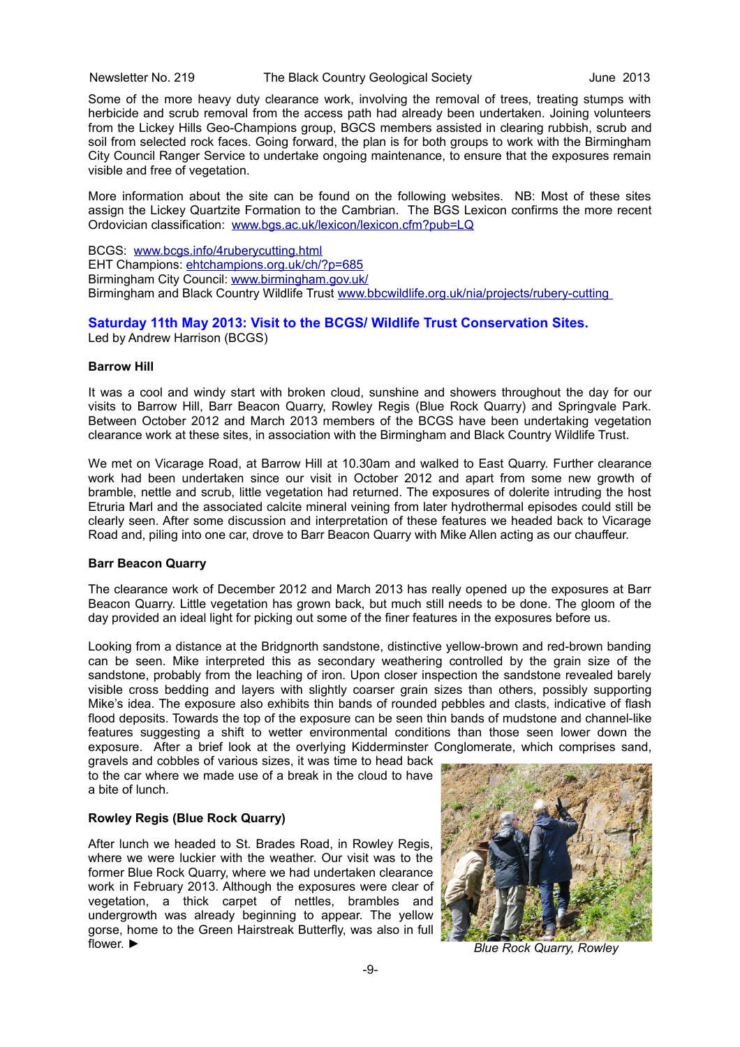Some of the more heavy duty clearance work, involving the removal of trees, treating stumps with herbicide and scrub removal from the access path had already been undertaken. Joining volunteers from the Lickey Hills Geo-Champions group, BGCS members assisted in clearing rubbish, scrub and soil from selected rock faces. Going forward, the plan is for both groups to work with the Birmingham City Council Ranger Service to undertake ongoing maintenance, to ensure that the exposures remain visible and free of vegetation.

More information about the site can be found on the following websites. NB: Most of these sites assign the Lickey Quartzite Formation to the Cambrian. The BGS Lexicon confirms the more recent Ordovician classification: www.bgs.ac.uk/lexicon/lexicon.cfm?pub=LQ

BCGS: www.bcgs.info/4ruberycutting.html
EHT Champions: ehtchampions.org.uk/ch/?p=685
Birmingham City Council: www.birmingham.gov.uk/
Birmingham and Black Country Wildlife Trust www.bbcwildlife.org.uk/nia/projects/rubery-cutting

## Saturday 11th May 2013: Visit to the BCGS/ Wildlife Trust Conservation Sites.

Led by Andrew Harrison (BCGS)

**Barrow Hill**

It was a cool and windy start with broken cloud, sunshine and showers throughout the day for our visits to Barrow Hill, Barr Beacon Quarry, Rowley Regis (Blue Rock Quarry) and Springvale Park. Between October 2012 and March 2013 members of the BCGS have been undertaking vegetation clearance work at these sites, in association with the Birmingham and Black Country Wildlife Trust.

We met on Vicarage Road, at Barrow Hill at 10.30am and walked to East Quarry. Further clearance work had been undertaken since our visit in October 2012 and apart from some new growth of bramble, nettle and scrub, little vegetation had returned. The exposures of dolerite intruding the host Etruria Marl and the associated calcite mineral veining from later hydrothermal episodes could still be clearly seen. After some discussion and interpretation of these features we headed back to Vicarage Road and, piling into one car, drove to Barr Beacon Quarry with Mike Allen acting as our chauffeur.

**Barr Beacon Quarry**

The clearance work of December 2012 and March 2013 has really opened up the exposures at Barr Beacon Quarry. Little vegetation has grown back, but much still needs to be done. The gloom of the day provided an ideal light for picking out some of the finer features in the exposures before us.

Looking from a distance at the Bridgnorth sandstone, distinctive yellow-brown and red-brown banding can be seen. Mike interpreted this as secondary weathering controlled by the grain size of the sandstone, probably from the leaching of iron. Upon closer inspection the sandstone revealed barely visible cross bedding and layers with slightly coarser grain sizes than others, possibly supporting Mike's idea. The exposure also exhibits thin bands of rounded pebbles and clasts, indicative of flash flood deposits. Towards the top of the exposure can be seen thin bands of mudstone and channel-like features suggesting a shift to wetter environmental conditions than those seen lower down the exposure. After a brief look at the overlying Kidderminster Conglomerate, which comprises sand, gravels and cobbles of various sizes, it was time to head back to the car where we made use of a break in the cloud to have a bite of lunch.

**Rowley Regis (Blue Rock Quarry)**

After lunch we headed to St. Brades Road, in Rowley Regis, where we were luckier with the weather. Our visit was to the former Blue Rock Quarry, where we had undertaken clearance work in February 2013. Although the exposures were clear of vegetation, a thick carpet of nettles, brambles and undergrowth was already beginning to appear. The yellow gorse, home to the Green Hairstreak Butterfly, was also in full flower. ►

*Blue Rock Quarry, Rowley*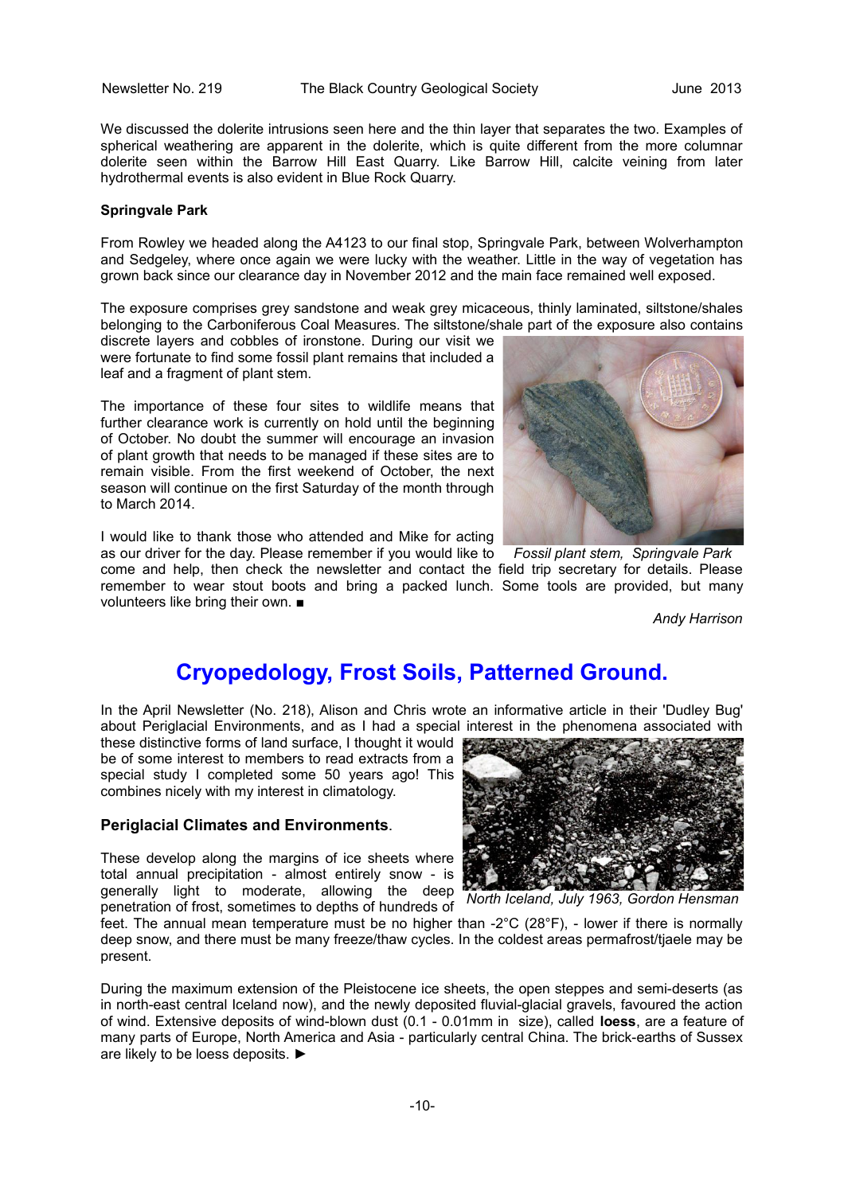We discussed the dolerite intrusions seen here and the thin layer that separates the two. Examples of spherical weathering are apparent in the dolerite, which is quite different from the more columnar dolerite seen within the Barrow Hill East Quarry. Like Barrow Hill, calcite veining from later hydrothermal events is also evident in Blue Rock Quarry.

**Springvale Park**

From Rowley we headed along the A4123 to our final stop, Springvale Park, between Wolverhampton and Sedgeley, where once again we were lucky with the weather. Little in the way of vegetation has grown back since our clearance day in November 2012 and the main face remained well exposed.

The exposure comprises grey sandstone and weak grey micaceous, thinly laminated, siltstone/shales belonging to the Carboniferous Coal Measures. The siltstone/shale part of the exposure also contains discrete layers and cobbles of ironstone. During our visit we were fortunate to find some fossil plant remains that included a leaf and a fragment of plant stem.

The importance of these four sites to wildlife means that further clearance work is currently on hold until the beginning of October. No doubt the summer will encourage an invasion of plant growth that needs to be managed if these sites are to remain visible. From the first weekend of October, the next season will continue on the first Saturday of the month through to March 2014.

*Fossil plant stem, Springvale Park*

I would like to thank those who attended and Mike for acting as our driver for the day. Please remember if you would like to come and help, then check the newsletter and contact the field trip secretary for details. Please remember to wear stout boots and bring a packed lunch. Some tools are provided, but many volunteers like bring their own. ■

*Andy Harrison*

# Cryopedology, Frost Soils, Patterned Ground.

In the April Newsletter (No. 218), Alison and Chris wrote an informative article in their 'Dudley Bug' about Periglacial Environments, and as I had a special interest in the phenomena associated with these distinctive forms of land surface, I thought it would be of some interest to members to read extracts from a special study I completed some 50 years ago! This combines nicely with my interest in climatology.

*North Iceland, July 1963, Gordon Hensman*

## Periglacial Climates and Environments.

These develop along the margins of ice sheets where total annual precipitation - almost entirely snow - is generally light to moderate, allowing the deep penetration of frost, sometimes to depths of hundreds of feet. The annual mean temperature must be no higher than -2°C (28°F), - lower if there is normally deep snow, and there must be many freeze/thaw cycles. In the coldest areas permafrost/tjaele may be present.

During the maximum extension of the Pleistocene ice sheets, the open steppes and semi-deserts (as in north-east central Iceland now), and the newly deposited fluvial-glacial gravels, favoured the action of wind. Extensive deposits of wind-blown dust (0.1 - 0.01mm in size), called **loess**, are a feature of many parts of Europe, North America and Asia - particularly central China. The brick-earths of Sussex are likely to be loess deposits. ►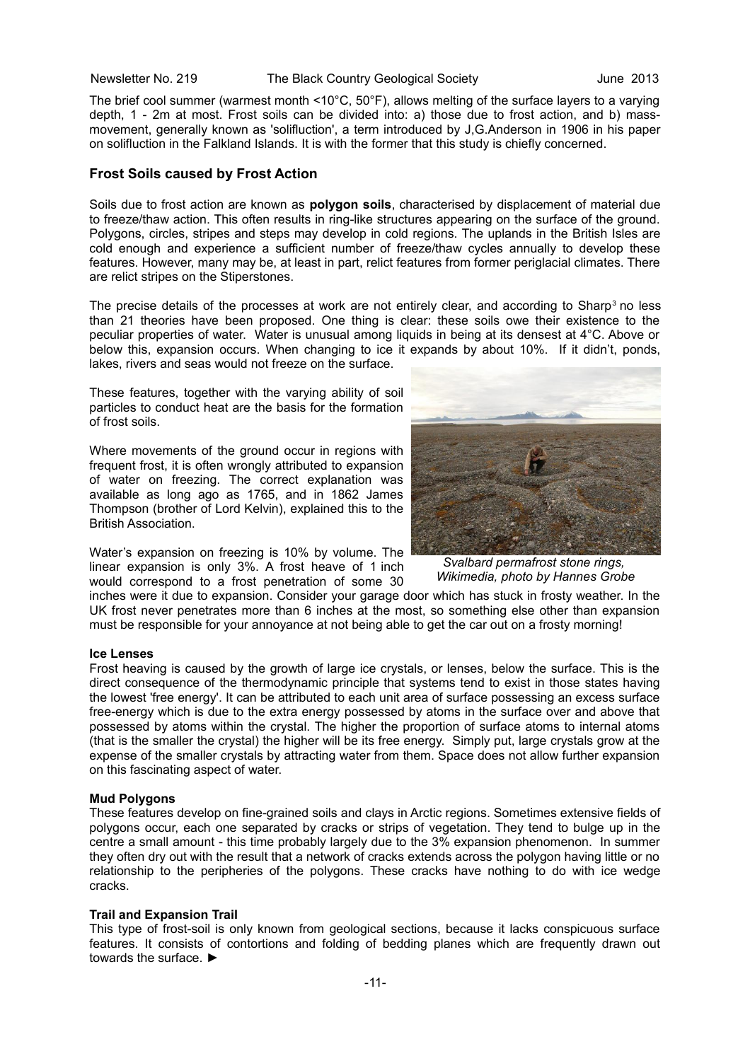The brief cool summer (warmest month <10°C, 50°F), allows melting of the surface layers to a varying depth, 1 - 2m at most. Frost soils can be divided into: a) those due to frost action, and b) mass-movement, generally known as 'solifluction', a term introduced by J,G.Anderson in 1906 in his paper on solifluction in the Falkland Islands. It is with the former that this study is chiefly concerned.

## Frost Soils caused by Frost Action

Soils due to frost action are known as **polygon soils**, characterised by displacement of material due to freeze/thaw action. This often results in ring-like structures appearing on the surface of the ground. Polygons, circles, stripes and steps may develop in cold regions. The uplands in the British Isles are cold enough and experience a sufficient number of freeze/thaw cycles annually to develop these features. However, many may be, at least in part, relict features from former periglacial climates. There are relict stripes on the Stiperstones.

The precise details of the processes at work are not entirely clear, and according to Sharp[3] no less than 21 theories have been proposed. One thing is clear: these soils owe their existence to the peculiar properties of water. Water is unusual among liquids in being at its densest at 4°C. Above or below this, expansion occurs. When changing to ice it expands by about 10%. If it didn't, ponds, lakes, rivers and seas would not freeze on the surface.

These features, together with the varying ability of soil particles to conduct heat are the basis for the formation of frost soils.

Where movements of the ground occur in regions with frequent frost, it is often wrongly attributed to expansion of water on freezing. The correct explanation was available as long ago as 1765, and in 1862 James Thompson (brother of Lord Kelvin), explained this to the British Association.

*Svalbard permafrost stone rings, Wikimedia, photo by Hannes Grobe*

Water's expansion on freezing is 10% by volume. The linear expansion is only 3%. A frost heave of 1 inch would correspond to a frost penetration of some 30 inches were it due to expansion. Consider your garage door which has stuck in frosty weather. In the UK frost never penetrates more than 6 inches at the most, so something else other than expansion must be responsible for your annoyance at not being able to get the car out on a frosty morning!

### Ice Lenses

Frost heaving is caused by the growth of large ice crystals, or lenses, below the surface. This is the direct consequence of the thermodynamic principle that systems tend to exist in those states having the lowest 'free energy'. It can be attributed to each unit area of surface possessing an excess surface free-energy which is due to the extra energy possessed by atoms in the surface over and above that possessed by atoms within the crystal. The higher the proportion of surface atoms to internal atoms (that is the smaller the crystal) the higher will be its free energy. Simply put, large crystals grow at the expense of the smaller crystals by attracting water from them. Space does not allow further expansion on this fascinating aspect of water.

### Mud Polygons

These features develop on fine-grained soils and clays in Arctic regions. Sometimes extensive fields of polygons occur, each one separated by cracks or strips of vegetation. They tend to bulge up in the centre a small amount - this time probably largely due to the 3% expansion phenomenon. In summer they often dry out with the result that a network of cracks extends across the polygon having little or no relationship to the peripheries of the polygons. These cracks have nothing to do with ice wedge cracks.

### Trail and Expansion Trail

This type of frost-soil is only known from geological sections, because it lacks conspicuous surface features. It consists of contortions and folding of bedding planes which are frequently drawn out towards the surface. ►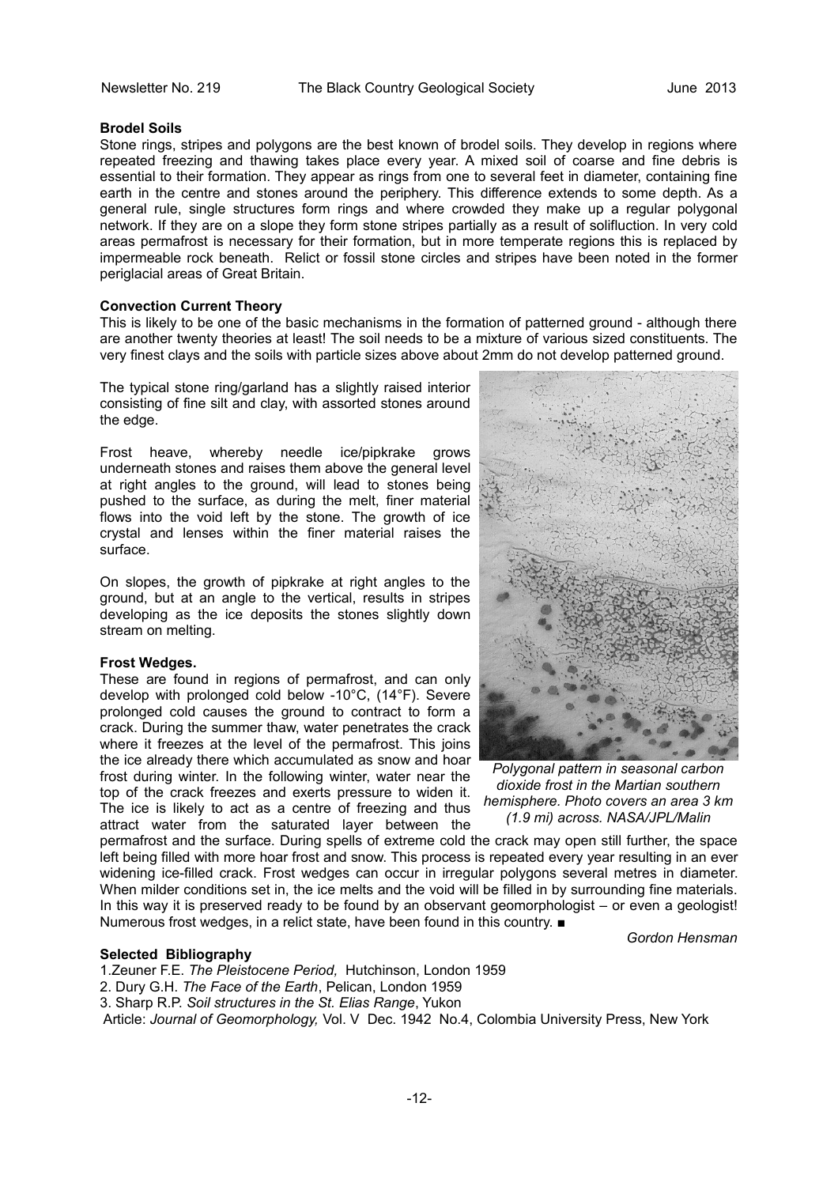**Brodel Soils**

Stone rings, stripes and polygons are the best known of brodel soils. They develop in regions where repeated freezing and thawing takes place every year. A mixed soil of coarse and fine debris is essential to their formation. They appear as rings from one to several feet in diameter, containing fine earth in the centre and stones around the periphery. This difference extends to some depth. As a general rule, single structures form rings and where crowded they make up a regular polygonal network. If they are on a slope they form stone stripes partially as a result of solifluction. In very cold areas permafrost is necessary for their formation, but in more temperate regions this is replaced by impermeable rock beneath. Relict or fossil stone circles and stripes have been noted in the former periglacial areas of Great Britain.

**Convection Current Theory**

This is likely to be one of the basic mechanisms in the formation of patterned ground - although there are another twenty theories at least! The soil needs to be a mixture of various sized constituents. The very finest clays and the soils with particle sizes above about 2mm do not develop patterned ground.

The typical stone ring/garland has a slightly raised interior consisting of fine silt and clay, with assorted stones around the edge.

Frost heave, whereby needle ice/pipkrake grows underneath stones and raises them above the general level at right angles to the ground, will lead to stones being pushed to the surface, as during the melt, finer material flows into the void left by the stone. The growth of ice crystal and lenses within the finer material raises the surface.

On slopes, the growth of pipkrake at right angles to the ground, but at an angle to the vertical, results in stripes developing as the ice deposits the stones slightly down stream on melting.

*Polygonal pattern in seasonal carbon dioxide frost in the Martian southern hemisphere. Photo covers an area 3 km (1.9 mi) across. NASA/JPL/Malin*

**Frost Wedges.**

These are found in regions of permafrost, and can only develop with prolonged cold below -10°C, (14°F). Severe prolonged cold causes the ground to contract to form a crack. During the summer thaw, water penetrates the crack where it freezes at the level of the permafrost. This joins the ice already there which accumulated as snow and hoar frost during winter. In the following winter, water near the top of the crack freezes and exerts pressure to widen it. The ice is likely to act as a centre of freezing and thus attract water from the saturated layer between the permafrost and the surface. During spells of extreme cold the crack may open still further, the space left being filled with more hoar frost and snow. This process is repeated every year resulting in an ever widening ice-filled crack. Frost wedges can occur in irregular polygons several metres in diameter. When milder conditions set in, the ice melts and the void will be filled in by surrounding fine materials. In this way it is preserved ready to be found by an observant geomorphologist – or even a geologist! Numerous frost wedges, in a relict state, have been found in this country. ■

*Gordon Hensman*

**Selected Bibliography**

1. Zeuner F.E. *The Pleistocene Period,* Hutchinson, London 1959
2. Dury G.H. *The Face of the Earth*, Pelican, London 1959
3. Sharp R.P. *Soil structures in the St. Elias Range*, Yukon
 Article: *Journal of Geomorphology,* Vol. V Dec. 1942 No.4, Colombia University Press, New York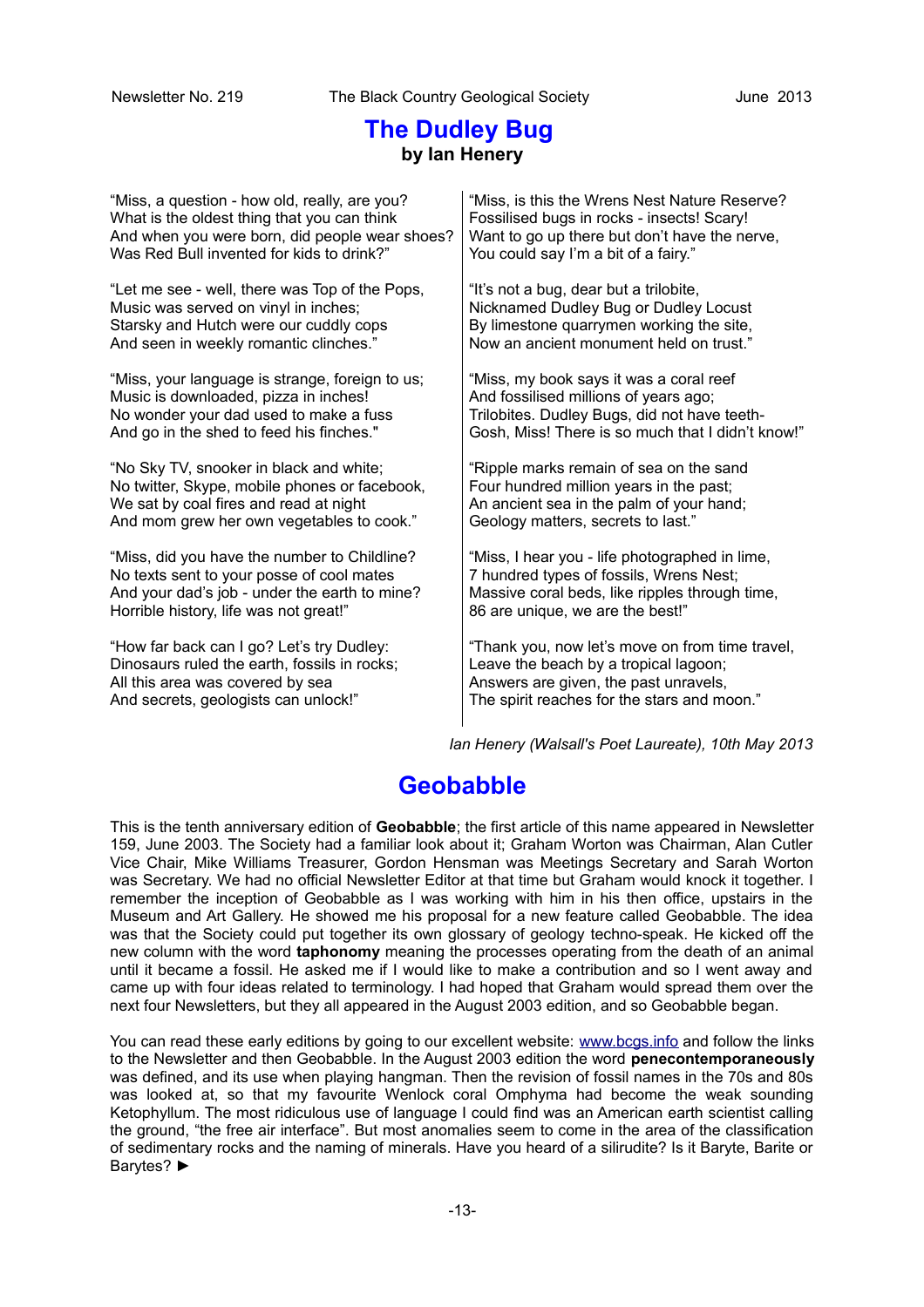# The Dudley Bug

**by Ian Henery**

"Miss, a question - how old, really, are you?
What is the oldest thing that you can think
And when you were born, did people wear shoes?
Was Red Bull invented for kids to drink?"

"Let me see - well, there was Top of the Pops,
Music was served on vinyl in inches;
Starsky and Hutch were our cuddly cops
And seen in weekly romantic clinches."

"Miss, your language is strange, foreign to us;
Music is downloaded, pizza in inches!
No wonder your dad used to make a fuss
And go in the shed to feed his finches."

"No Sky TV, snooker in black and white;
No twitter, Skype, mobile phones or facebook,
We sat by coal fires and read at night
And mom grew her own vegetables to cook."

"Miss, did you have the number to Childline?
No texts sent to your posse of cool mates
And your dad's job - under the earth to mine?
Horrible history, life was not great!"

"How far back can I go? Let's try Dudley:
Dinosaurs ruled the earth, fossils in rocks;
All this area was covered by sea
And secrets, geologists can unlock!"

"Miss, is this the Wrens Nest Nature Reserve?
Fossilised bugs in rocks - insects! Scary!
Want to go up there but don't have the nerve,
You could say I'm a bit of a fairy."

"It's not a bug, dear but a trilobite,
Nicknamed Dudley Bug or Dudley Locust
By limestone quarrymen working the site,
Now an ancient monument held on trust."

"Miss, my book says it was a coral reef
And fossilised millions of years ago;
Trilobites. Dudley Bugs, did not have teeth-
Gosh, Miss! There is so much that I didn't know!"

"Ripple marks remain of sea on the sand
Four hundred million years in the past;
An ancient sea in the palm of your hand;
Geology matters, secrets to last."

"Miss, I hear you - life photographed in lime,
7 hundred types of fossils, Wrens Nest;
Massive coral beds, like ripples through time,
86 are unique, we are the best!"

"Thank you, now let's move on from time travel,
Leave the beach by a tropical lagoon;
Answers are given, the past unravels,
The spirit reaches for the stars and moon."

*Ian Henery (Walsall's Poet Laureate), 10th May 2013*

# Geobabble

This is the tenth anniversary edition of **Geobabble**; the first article of this name appeared in Newsletter 159, June 2003. The Society had a familiar look about it; Graham Worton was Chairman, Alan Cutler Vice Chair, Mike Williams Treasurer, Gordon Hensman was Meetings Secretary and Sarah Worton was Secretary. We had no official Newsletter Editor at that time but Graham would knock it together. I remember the inception of Geobabble as I was working with him in his then office, upstairs in the Museum and Art Gallery. He showed me his proposal for a new feature called Geobabble. The idea was that the Society could put together its own glossary of geology techno-speak. He kicked off the new column with the word **taphonomy** meaning the processes operating from the death of an animal until it became a fossil. He asked me if I would like to make a contribution and so I went away and came up with four ideas related to terminology. I had hoped that Graham would spread them over the next four Newsletters, but they all appeared in the August 2003 edition, and so Geobabble began.

You can read these early editions by going to our excellent website: www.bcgs.info and follow the links to the Newsletter and then Geobabble. In the August 2003 edition the word **penecontemporaneously** was defined, and its use when playing hangman. Then the revision of fossil names in the 70s and 80s was looked at, so that my favourite Wenlock coral Omphyma had become the weak sounding Ketophyllum. The most ridiculous use of language I could find was an American earth scientist calling the ground, "the free air interface". But most anomalies seem to come in the area of the classification of sedimentary rocks and the naming of minerals. Have you heard of a silirudite? Is it Baryte, Barite or Barytes? ►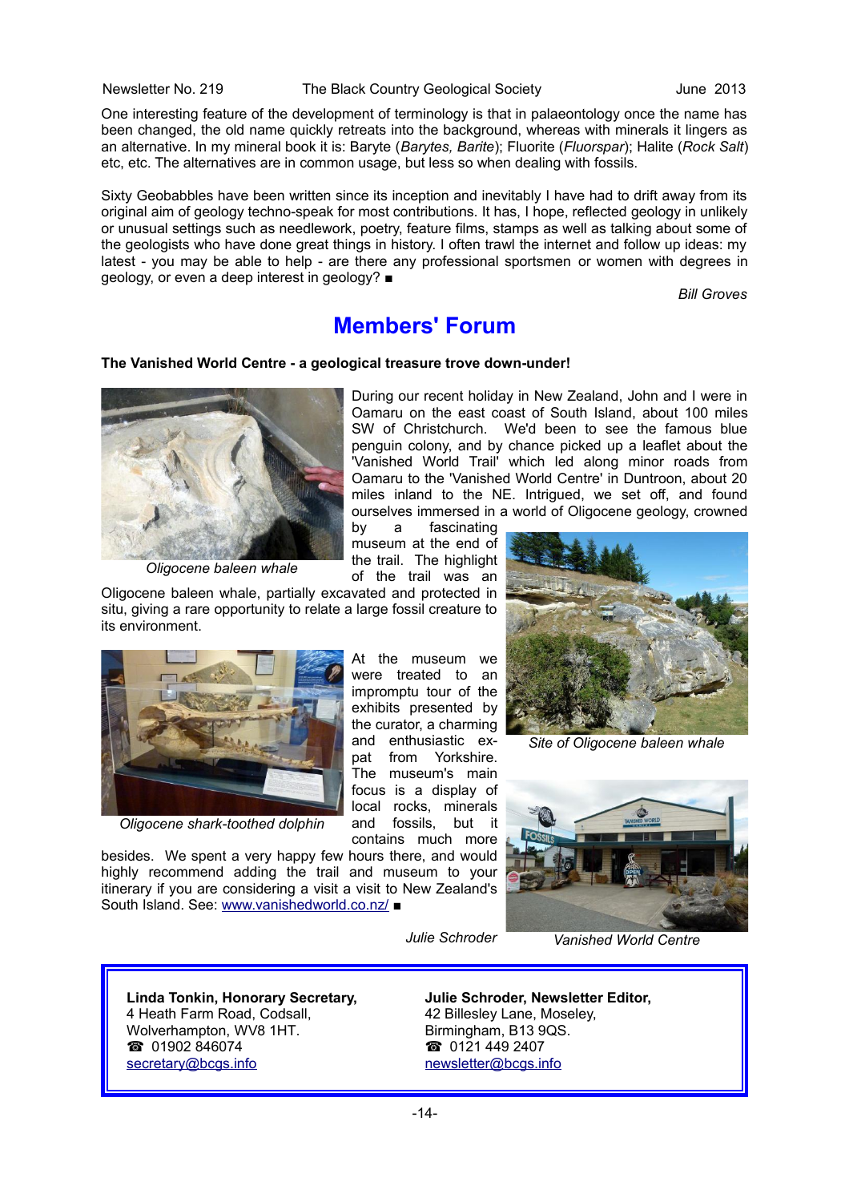One interesting feature of the development of terminology is that in palaeontology once the name has been changed, the old name quickly retreats into the background, whereas with minerals it lingers as an alternative. In my mineral book it is: Baryte (*Barytes, Barite*); Fluorite (*Fluorspar*); Halite (*Rock Salt*) etc, etc. The alternatives are in common usage, but less so when dealing with fossils.

Sixty Geobabbles have been written since its inception and inevitably I have had to drift away from its original aim of geology techno-speak for most contributions. It has, I hope, reflected geology in unlikely or unusual settings such as needlework, poetry, feature films, stamps as well as talking about some of the geologists who have done great things in history. I often trawl the internet and follow up ideas: my latest - you may be able to help - are there any professional sportsmen or women with degrees in geology, or even a deep interest in geology? ■

*Bill Groves*

# Members' Forum

**The Vanished World Centre - a geological treasure trove down-under!**

During our recent holiday in New Zealand, John and I were in Oamaru on the east coast of South Island, about 100 miles SW of Christchurch. We'd been to see the famous blue penguin colony, and by chance picked up a leaflet about the 'Vanished World Trail' which led along minor roads from Oamaru to the 'Vanished World Centre' in Duntroon, about 20 miles inland to the NE. Intrigued, we set off, and found ourselves immersed in a world of Oligocene geology, crowned by a fascinating museum at the end of the trail. The highlight of the trail was an Oligocene baleen whale, partially excavated and protected in situ, giving a rare opportunity to relate a large fossil creature to its environment.

*Oligocene baleen whale*

*Site of Oligocene baleen whale*

At the museum we were treated to an impromptu tour of the exhibits presented by the curator, a charming and enthusiastic ex-pat from Yorkshire. The museum's main focus is a display of local rocks, minerals and fossils, but it contains much more besides. We spent a very happy few hours there, and would highly recommend adding the trail and museum to your itinerary if you are considering a visit a visit to New Zealand's South Island. See: www.vanishedworld.co.nz/ ■

*Oligocene shark-toothed dolphin*

*Vanished World Centre*

*Julie Schroder*

**Linda Tonkin, Honorary Secretary,**
4 Heath Farm Road, Codsall,
Wolverhampton, WV8 1HT.
☎ 01902 846074
secretary@bcgs.info

**Julie Schroder, Newsletter Editor,**
42 Billesley Lane, Moseley,
Birmingham, B13 9QS.
☎ 0121 449 2407
newsletter@bcgs.info